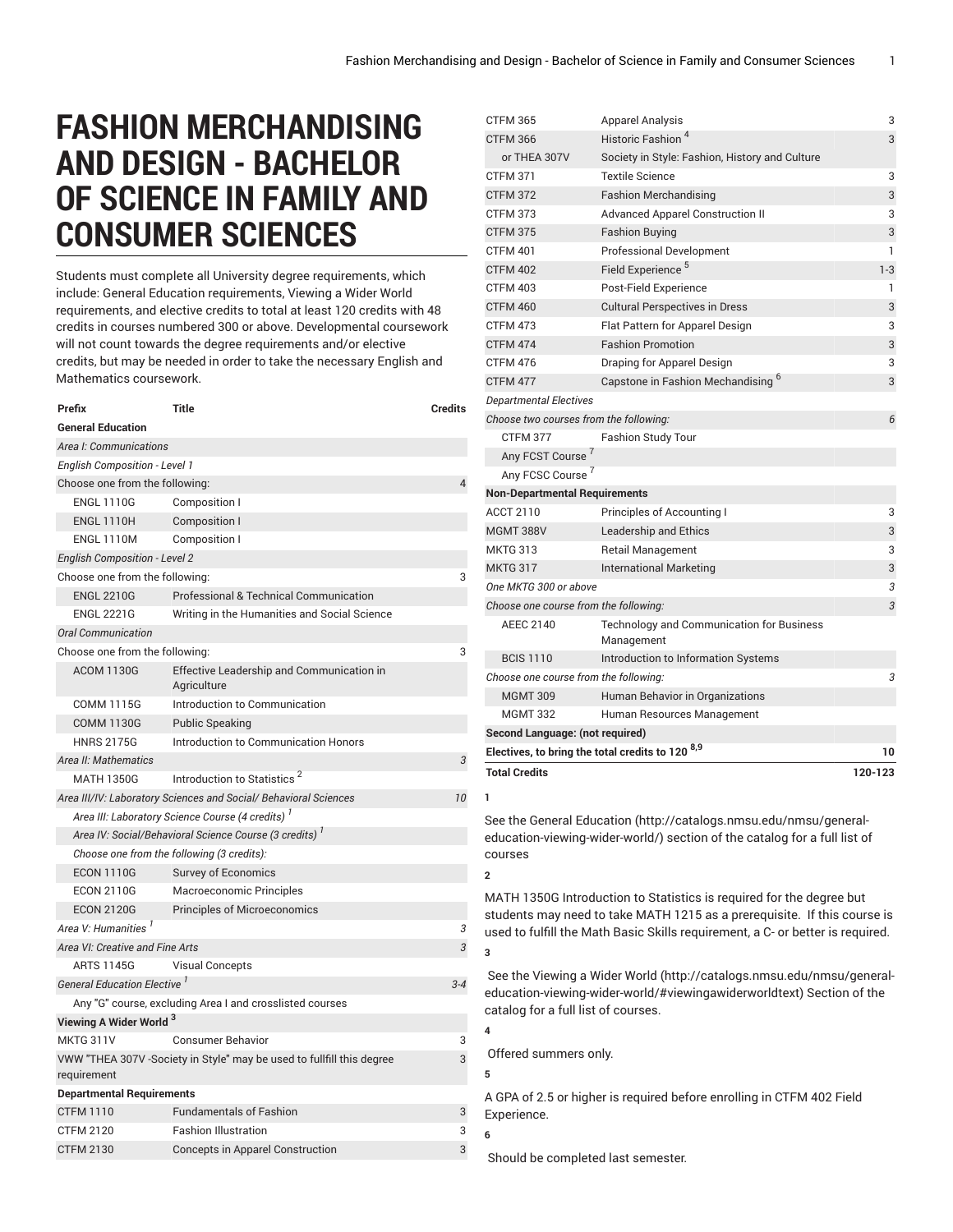# FASHION MERCHANDISING AND DESIGN - BACHELOR OF SCIENCE IN FAMILY AND CONSUMER SCIENCES

Students must complete all University degree requirements, which include: General Education requirements, Viewing a Wider World requirements, and elective credits to total at least 120 credits with 48 credits in courses numbered 300 or above. Developmental coursework will not count towards the degree requirements and/or elective credits, but may be needed in order to take the necessary English and Mathematics coursework.

| Prefix | Title | Credits |
|---|---|---|
| **General Education** | | |
| *Area I: Communications* | | |
| *English Composition - Level 1* | | |
| Choose one from the following: | | 4 |
| ENGL 1110G | Composition I | |
| ENGL 1110H | Composition I | |
| ENGL 1110M | Composition I | |
| *English Composition - Level 2* | | |
| Choose one from the following: | | 3 |
| ENGL 2210G | Professional & Technical Communication | |
| ENGL 2221G | Writing in the Humanities and Social Science | |
| *Oral Communication* | | |
| Choose one from the following: | | 3 |
| ACOM 1130G | Effective Leadership and Communication in Agriculture | |
| COMM 1115G | Introduction to Communication | |
| COMM 1130G | Public Speaking | |
| HNRS 2175G | Introduction to Communication Honors | |
| *Area II: Mathematics* | | *3* |
| MATH 1350G | Introduction to Statistics [2] | |
| *Area III/IV: Laboratory Sciences and Social/ Behavioral Sciences* | | *10* |
| *Area III: Laboratory Science Course (4 credits)* [1] | | |
| *Area IV: Social/Behavioral Science Course (3 credits)* [1] | | |
| *Choose one from the following (3 credits):* | | |
| ECON 1110G | Survey of Economics | |
| ECON 2110G | Macroeconomic Principles | |
| ECON 2120G | Principles of Microeconomics | |
| *Area V: Humanities* [1] | | *3* |
| *Area VI: Creative and Fine Arts* | | *3* |
| ARTS 1145G | Visual Concepts | |
| *General Education Elective* [1] | | *3-4* |
| Any "G" course, excluding Area I and crosslisted courses | | |
| **Viewing A Wider World** [3] | | |
| MKTG 311V | Consumer Behavior | 3 |
| VWW "THEA 307V -Society in Style" may be used to fullfill this degree requirement | | 3 |
| **Departmental Requirements** | | |
| CTFM 1110 | Fundamentals of Fashion | 3 |
| CTFM 2120 | Fashion Illustration | 3 |
| CTFM 2130 | Concepts in Apparel Construction | 3 |
| CTFM 365 | Apparel Analysis | 3 |
| CTFM 366 | Historic Fashion [4] | 3 |
| or THEA 307V | Society in Style: Fashion, History and Culture | |
| CTFM 371 | Textile Science | 3 |
| CTFM 372 | Fashion Merchandising | 3 |
| CTFM 373 | Advanced Apparel Construction II | 3 |
| CTFM 375 | Fashion Buying | 3 |
| CTFM 401 | Professional Development | 1 |
| CTFM 402 | Field Experience [5] | 1-3 |
| CTFM 403 | Post-Field Experience | 1 |
| CTFM 460 | Cultural Perspectives in Dress | 3 |
| CTFM 473 | Flat Pattern for Apparel Design | 3 |
| CTFM 474 | Fashion Promotion | 3 |
| CTFM 476 | Draping for Apparel Design | 3 |
| CTFM 477 | Capstone in Fashion Mechandising [6] | 3 |
| *Departmental Electives* | | |
| *Choose two courses from the following:* | | *6* |
| CTFM 377 | Fashion Study Tour | |
| Any FCST Course [7] | | |
| Any FCSC Course [7] | | |
| **Non-Departmental Requirements** | | |
| ACCT 2110 | Principles of Accounting I | 3 |
| MGMT 388V | Leadership and Ethics | 3 |
| MKTG 313 | Retail Management | 3 |
| MKTG 317 | International Marketing | 3 |
| *One MKTG 300 or above* | | *3* |
| *Choose one course from the following:* | | *3* |
| AEEC 2140 | Technology and Communication for Business Management | |
| BCIS 1110 | Introduction to Information Systems | |
| *Choose one course from the following:* | | *3* |
| MGMT 309 | Human Behavior in Organizations | |
| MGMT 332 | Human Resources Management | |
| **Second Language: (not required)** | | |
| **Electives, to bring the total credits to 120** [8,9] | | **10** |
| **Total Credits** | | **120-123** |

**1**

See the General Education (http://catalogs.nmsu.edu/nmsu/general-education-viewing-wider-world/) section of the catalog for a full list of courses

**2**

MATH 1350G Introduction to Statistics is required for the degree but students may need to take MATH 1215 as a prerequisite. If this course is used to fulfill the Math Basic Skills requirement, a C- or better is required.

**3**

See the Viewing a Wider World (http://catalogs.nmsu.edu/nmsu/general-education-viewing-wider-world/#viewingawiderworldtext) Section of the catalog for a full list of courses.

**4**

Offered summers only.

**5**

A GPA of 2.5 or higher is required before enrolling in CTFM 402 Field Experience.

**6**

Should be completed last semester.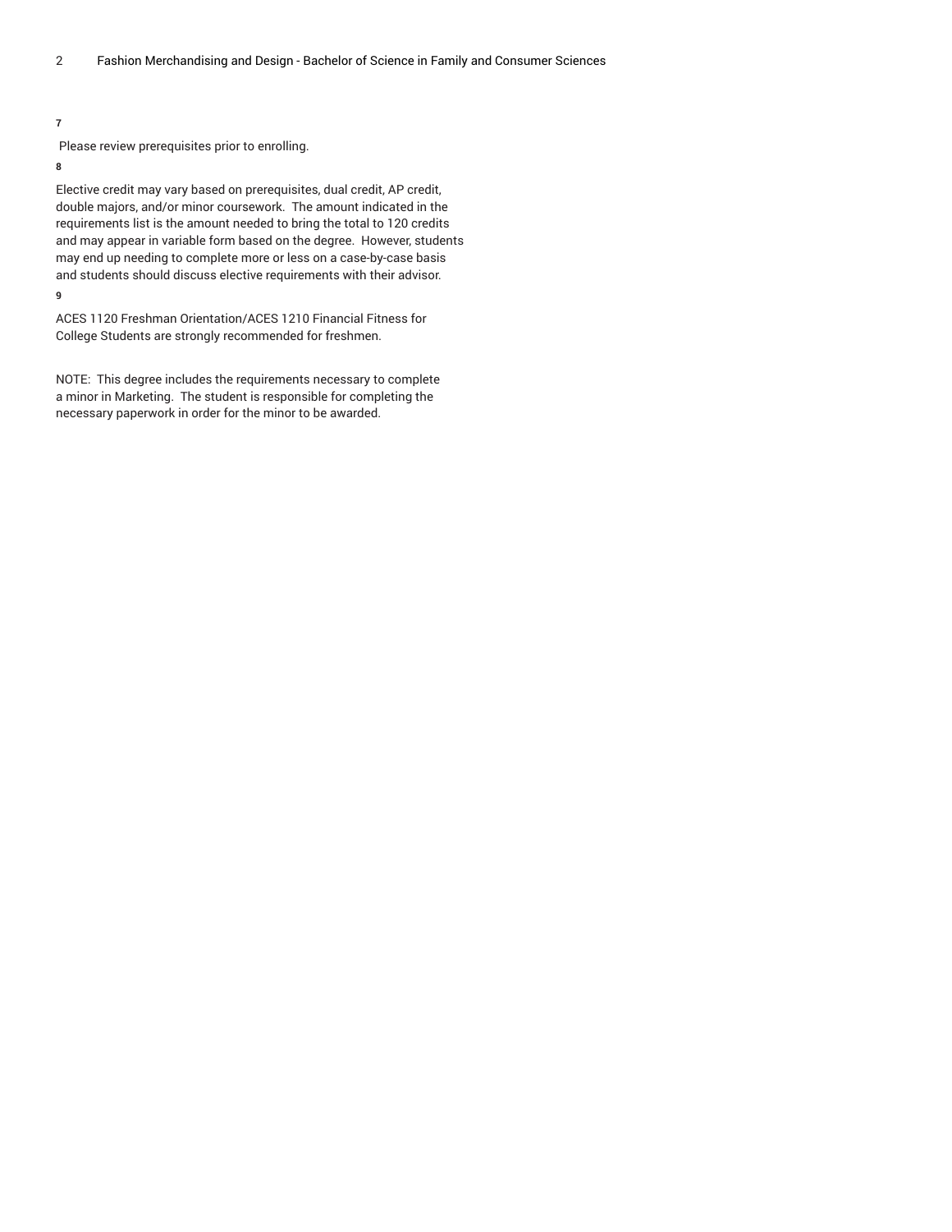**7**

Please review prerequisites prior to enrolling.

**8**

Elective credit may vary based on prerequisites, dual credit, AP credit, double majors, and/or minor coursework. The amount indicated in the requirements list is the amount needed to bring the total to 120 credits and may appear in variable form based on the degree. However, students may end up needing to complete more or less on a case-by-case basis and students should discuss elective requirements with their advisor.

**9**

ACES 1120 Freshman Orientation/ACES 1210 Financial Fitness for College Students are strongly recommended for freshmen.

NOTE: This degree includes the requirements necessary to complete a minor in Marketing. The student is responsible for completing the necessary paperwork in order for the minor to be awarded.